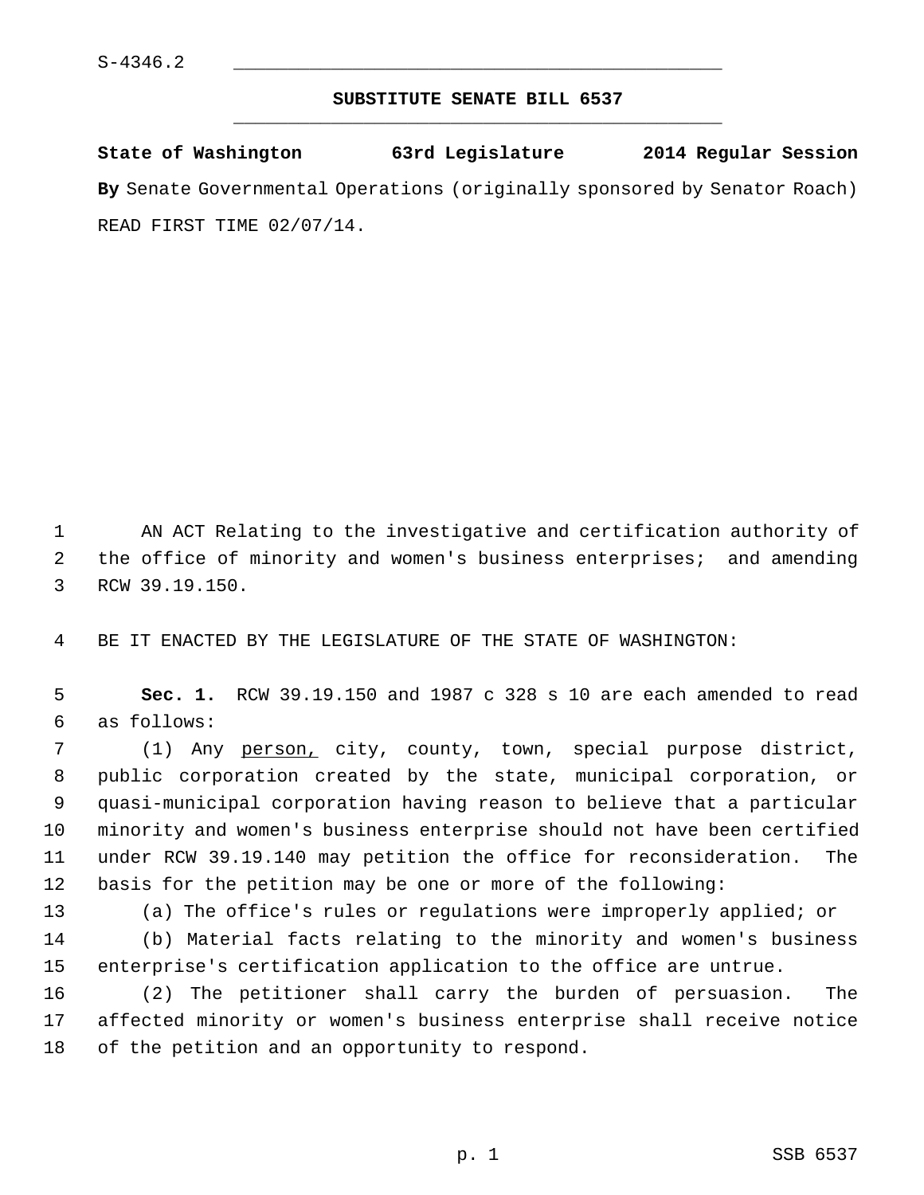S-4346.2

# SUBSTITUTE SENATE BILL 6537

**State of Washington 63rd Legislature 2014 Regular Session**

**By** Senate Governmental Operations (originally sponsored by Senator Roach)

READ FIRST TIME 02/07/14.

AN ACT Relating to the investigative and certification authority of the office of minority and women's business enterprises; and amending RCW 39.19.150.

BE IT ENACTED BY THE LEGISLATURE OF THE STATE OF WASHINGTON:

**Sec. 1.** RCW 39.19.150 and 1987 c 328 s 10 are each amended to read as follows:

(1) Any <u>person,</u> city, county, town, special purpose district, public corporation created by the state, municipal corporation, or quasi-municipal corporation having reason to believe that a particular minority and women's business enterprise should not have been certified under RCW 39.19.140 may petition the office for reconsideration. The basis for the petition may be one or more of the following:

(a) The office's rules or regulations were improperly applied; or

(b) Material facts relating to the minority and women's business enterprise's certification application to the office are untrue.

(2) The petitioner shall carry the burden of persuasion. The affected minority or women's business enterprise shall receive notice of the petition and an opportunity to respond.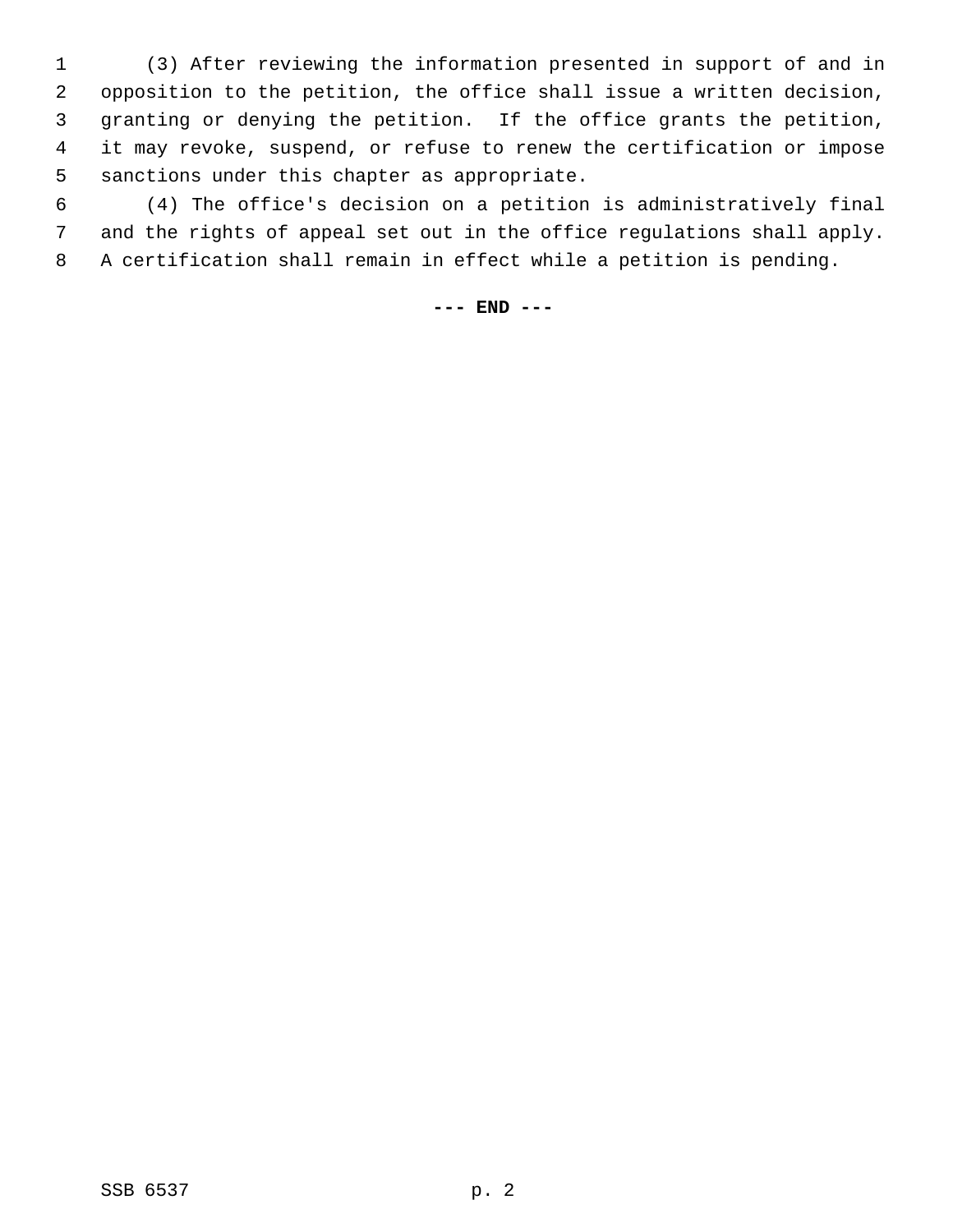(3) After reviewing the information presented in support of and in opposition to the petition, the office shall issue a written decision, granting or denying the petition. If the office grants the petition, it may revoke, suspend, or refuse to renew the certification or impose sanctions under this chapter as appropriate.

(4) The office's decision on a petition is administratively final and the rights of appeal set out in the office regulations shall apply. A certification shall remain in effect while a petition is pending.

**--- END ---**